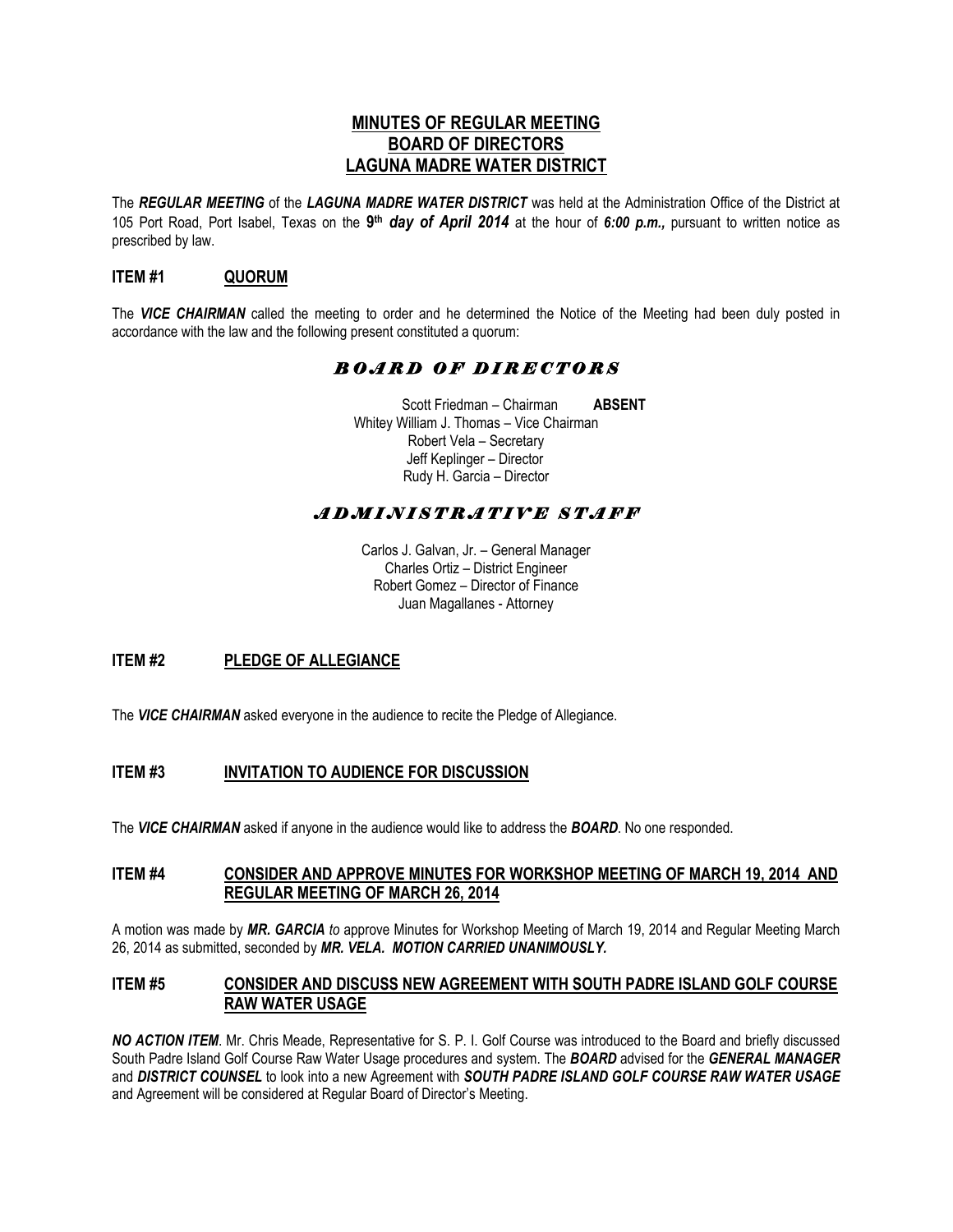# MINUTES OF REGULAR MEETING
# BOARD OF DIRECTORS
# LAGUNA MADRE WATER DISTRICT

The ***REGULAR MEETING*** of the ***LAGUNA MADRE WATER DISTRICT*** was held at the Administration Office of the District at 105 Port Road, Port Isabel, Texas on the **9th *day of April 2014*** at the hour of ***6:00 p.m.,*** pursuant to written notice as prescribed by law.

## ITEM #1 QUORUM

The ***VICE CHAIRMAN*** called the meeting to order and he determined the Notice of the Meeting had been duly posted in accordance with the law and the following present constituted a quorum:

### *BOARD OF DIRECTORS*

Scott Friedman – Chairman **ABSENT**
Whitey William J. Thomas – Vice Chairman
Robert Vela – Secretary
Jeff Keplinger – Director
Rudy H. Garcia – Director

### *ADMINISTRATIVE STAFF*

Carlos J. Galvan, Jr. – General Manager
Charles Ortiz – District Engineer
Robert Gomez – Director of Finance
Juan Magallanes - Attorney

## ITEM #2 PLEDGE OF ALLEGIANCE

The ***VICE CHAIRMAN*** asked everyone in the audience to recite the Pledge of Allegiance.

## ITEM #3 INVITATION TO AUDIENCE FOR DISCUSSION

The ***VICE CHAIRMAN*** asked if anyone in the audience would like to address the ***BOARD***. No one responded.

## ITEM #4 CONSIDER AND APPROVE MINUTES FOR WORKSHOP MEETING OF MARCH 19, 2014 AND REGULAR MEETING OF MARCH 26, 2014

A motion was made by ***MR. GARCIA*** *to* approve Minutes for Workshop Meeting of March 19, 2014 and Regular Meeting March 26, 2014 as submitted, seconded by ***MR. VELA. MOTION CARRIED UNANIMOUSLY.***

## ITEM #5 CONSIDER AND DISCUSS NEW AGREEMENT WITH SOUTH PADRE ISLAND GOLF COURSE RAW WATER USAGE

***NO ACTION ITEM***. Mr. Chris Meade, Representative for S. P. I. Golf Course was introduced to the Board and briefly discussed South Padre Island Golf Course Raw Water Usage procedures and system. The ***BOARD*** advised for the ***GENERAL MANAGER*** and ***DISTRICT COUNSEL*** to look into a new Agreement with ***SOUTH PADRE ISLAND GOLF COURSE RAW WATER USAGE*** and Agreement will be considered at Regular Board of Director's Meeting.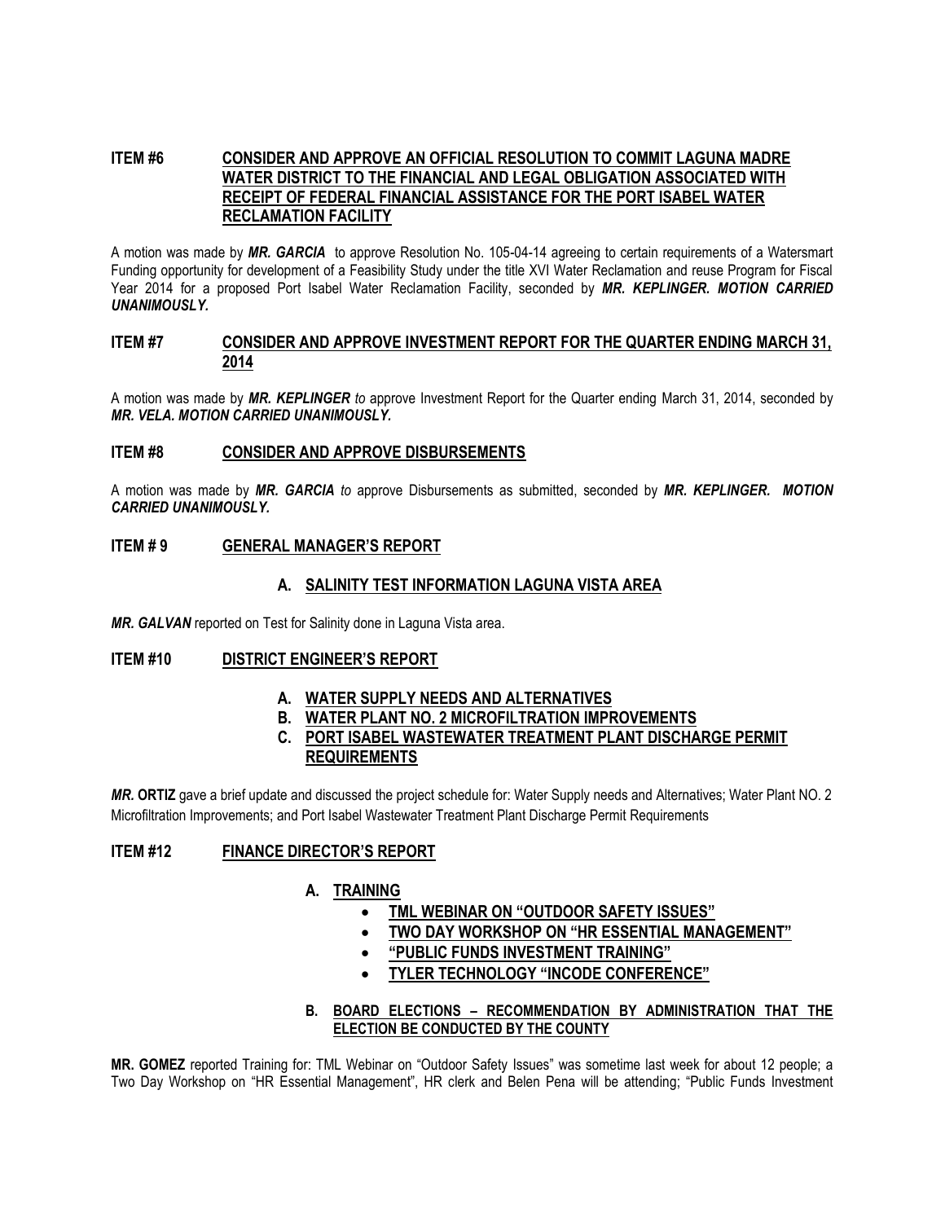## ITEM #6 CONSIDER AND APPROVE AN OFFICIAL RESOLUTION TO COMMIT LAGUNA MADRE WATER DISTRICT TO THE FINANCIAL AND LEGAL OBLIGATION ASSOCIATED WITH RECEIPT OF FEDERAL FINANCIAL ASSISTANCE FOR THE PORT ISABEL WATER RECLAMATION FACILITY

A motion was made by ***MR. GARCIA*** to approve Resolution No. 105-04-14 agreeing to certain requirements of a Watersmart Funding opportunity for development of a Feasibility Study under the title XVI Water Reclamation and reuse Program for Fiscal Year 2014 for a proposed Port Isabel Water Reclamation Facility, seconded by ***MR. KEPLINGER. MOTION CARRIED UNANIMOUSLY.***

## ITEM #7 CONSIDER AND APPROVE INVESTMENT REPORT FOR THE QUARTER ENDING MARCH 31, 2014

A motion was made by ***MR. KEPLINGER*** *to* approve Investment Report for the Quarter ending March 31, 2014, seconded by ***MR. VELA. MOTION CARRIED UNANIMOUSLY.***

## ITEM #8 CONSIDER AND APPROVE DISBURSEMENTS

A motion was made by ***MR. GARCIA*** *to* approve Disbursements as submitted, seconded by ***MR. KEPLINGER. MOTION CARRIED UNANIMOUSLY.***

## ITEM # 9 GENERAL MANAGER'S REPORT

### A. SALINITY TEST INFORMATION LAGUNA VISTA AREA

***MR. GALVAN*** reported on Test for Salinity done in Laguna Vista area.

## ITEM #10 DISTRICT ENGINEER'S REPORT

A. **WATER SUPPLY NEEDS AND ALTERNATIVES**
B. **WATER PLANT NO. 2 MICROFILTRATION IMPROVEMENTS**
C. **PORT ISABEL WASTEWATER TREATMENT PLANT DISCHARGE PERMIT REQUIREMENTS**

***MR.*** **ORTIZ** gave a brief update and discussed the project schedule for: Water Supply needs and Alternatives; Water Plant NO. 2 Microfiltration Improvements; and Port Isabel Wastewater Treatment Plant Discharge Permit Requirements

## ITEM #12 FINANCE DIRECTOR'S REPORT

A. **TRAINING**
   - **TML WEBINAR ON "OUTDOOR SAFETY ISSUES"**
   - **TWO DAY WORKSHOP ON "HR ESSENTIAL MANAGEMENT"**
   - **"PUBLIC FUNDS INVESTMENT TRAINING"**
   - **TYLER TECHNOLOGY "INCODE CONFERENCE"**

B. **BOARD ELECTIONS – RECOMMENDATION BY ADMINISTRATION THAT THE ELECTION BE CONDUCTED BY THE COUNTY**

**MR. GOMEZ** reported Training for: TML Webinar on "Outdoor Safety Issues" was sometime last week for about 12 people; a Two Day Workshop on "HR Essential Management", HR clerk and Belen Pena will be attending; "Public Funds Investment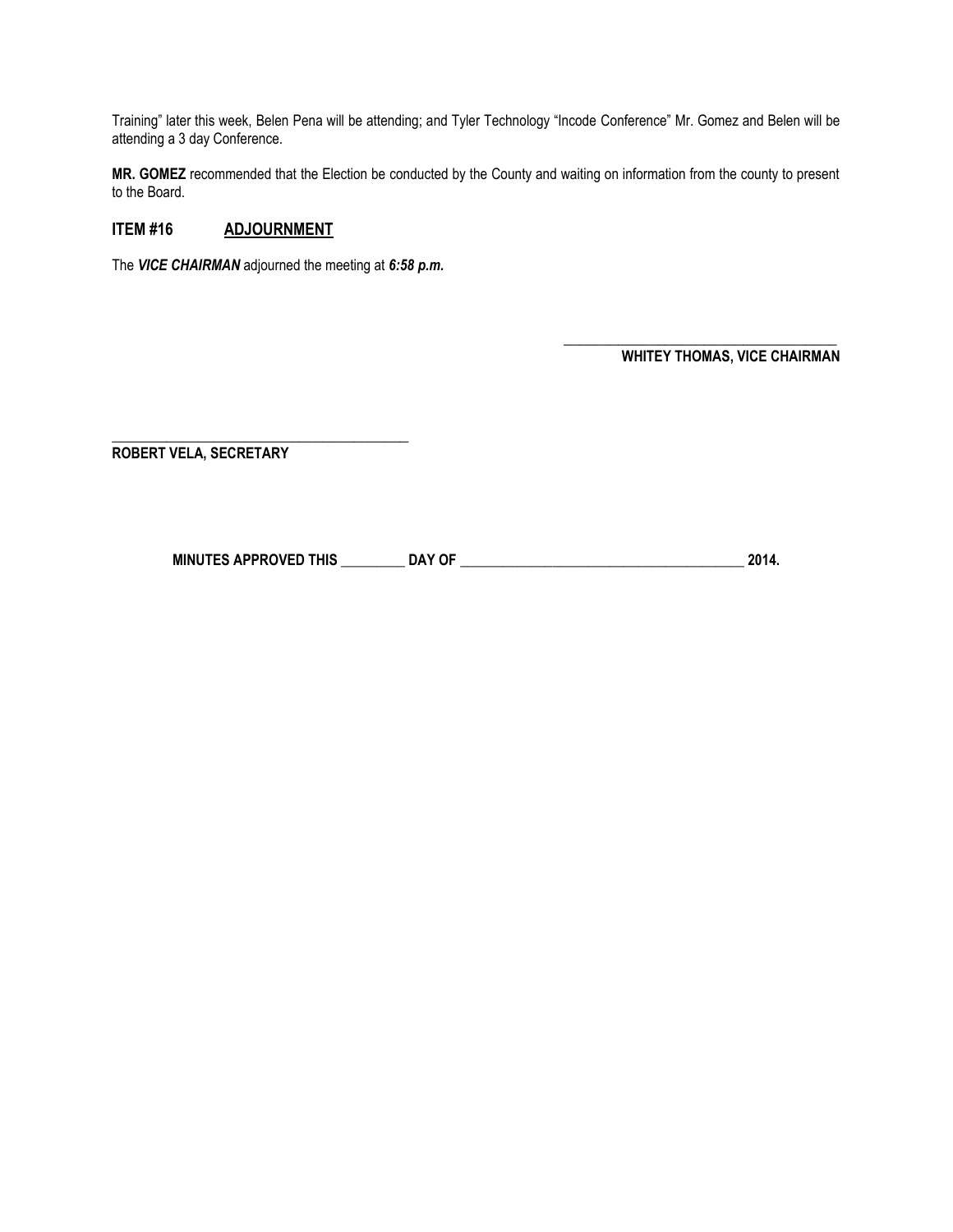Training" later this week, Belen Pena will be attending; and Tyler Technology "Incode Conference" Mr. Gomez and Belen will be attending a 3 day Conference.

**MR. GOMEZ** recommended that the Election be conducted by the County and waiting on information from the county to present to the Board.

## ITEM #16 <u>ADJOURNMENT</u>

The ***VICE CHAIRMAN*** adjourned the meeting at ***6:58 p.m.***

\_\_\_\_\_\_\_\_\_\_\_\_\_\_\_\_\_\_\_\_\_\_\_\_\_\_\_\_\_\_\_\_\_\_\_\_\_\_\_
**WHITEY THOMAS, VICE CHAIRMAN**

\_\_\_\_\_\_\_\_\_\_\_\_\_\_\_\_\_\_\_\_\_\_\_\_\_\_\_\_\_\_\_\_\_\_\_\_\_\_\_
**ROBERT VELA, SECRETARY**

**MINUTES APPROVED THIS \_\_\_\_\_\_\_\_\_ DAY OF \_\_\_\_\_\_\_\_\_\_\_\_\_\_\_\_\_\_\_\_\_\_\_\_\_\_\_\_\_\_\_\_\_\_\_\_\_\_\_\_ 2014.**